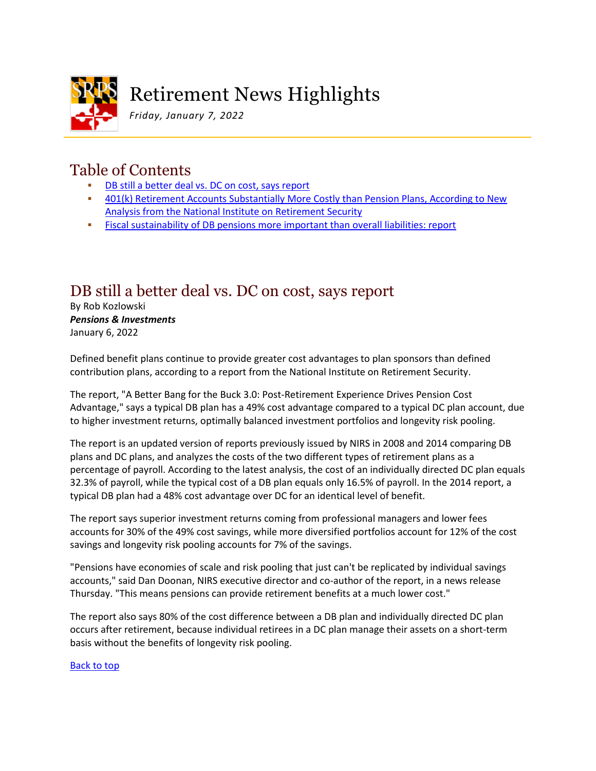# Retirement News Highlights

*Friday, January 7, 2022*

## Table of Contents

- DB still a better deal vs. DC on cost, says report
- 401(k) Retirement Accounts Substantially More Costly than Pension Plans, According to New Analysis from the National Institute on Retirement Security
- Fiscal sustainability of DB pensions more important than overall liabilities: report

## DB still a better deal vs. DC on cost, says report

By Rob Kozlowski
***Pensions & Investments***
January 6, 2022

Defined benefit plans continue to provide greater cost advantages to plan sponsors than defined contribution plans, according to a report from the National Institute on Retirement Security.

The report, "A Better Bang for the Buck 3.0: Post-Retirement Experience Drives Pension Cost Advantage," says a typical DB plan has a 49% cost advantage compared to a typical DC plan account, due to higher investment returns, optimally balanced investment portfolios and longevity risk pooling.

The report is an updated version of reports previously issued by NIRS in 2008 and 2014 comparing DB plans and DC plans, and analyzes the costs of the two different types of retirement plans as a percentage of payroll. According to the latest analysis, the cost of an individually directed DC plan equals 32.3% of payroll, while the typical cost of a DB plan equals only 16.5% of payroll. In the 2014 report, a typical DB plan had a 48% cost advantage over DC for an identical level of benefit.

The report says superior investment returns coming from professional managers and lower fees accounts for 30% of the 49% cost savings, while more diversified portfolios account for 12% of the cost savings and longevity risk pooling accounts for 7% of the savings.

"Pensions have economies of scale and risk pooling that just can't be replicated by individual savings accounts," said Dan Doonan, NIRS executive director and co-author of the report, in a news release Thursday. "This means pensions can provide retirement benefits at a much lower cost."

The report also says 80% of the cost difference between a DB plan and individually directed DC plan occurs after retirement, because individual retirees in a DC plan manage their assets on a short-term basis without the benefits of longevity risk pooling.

Back to top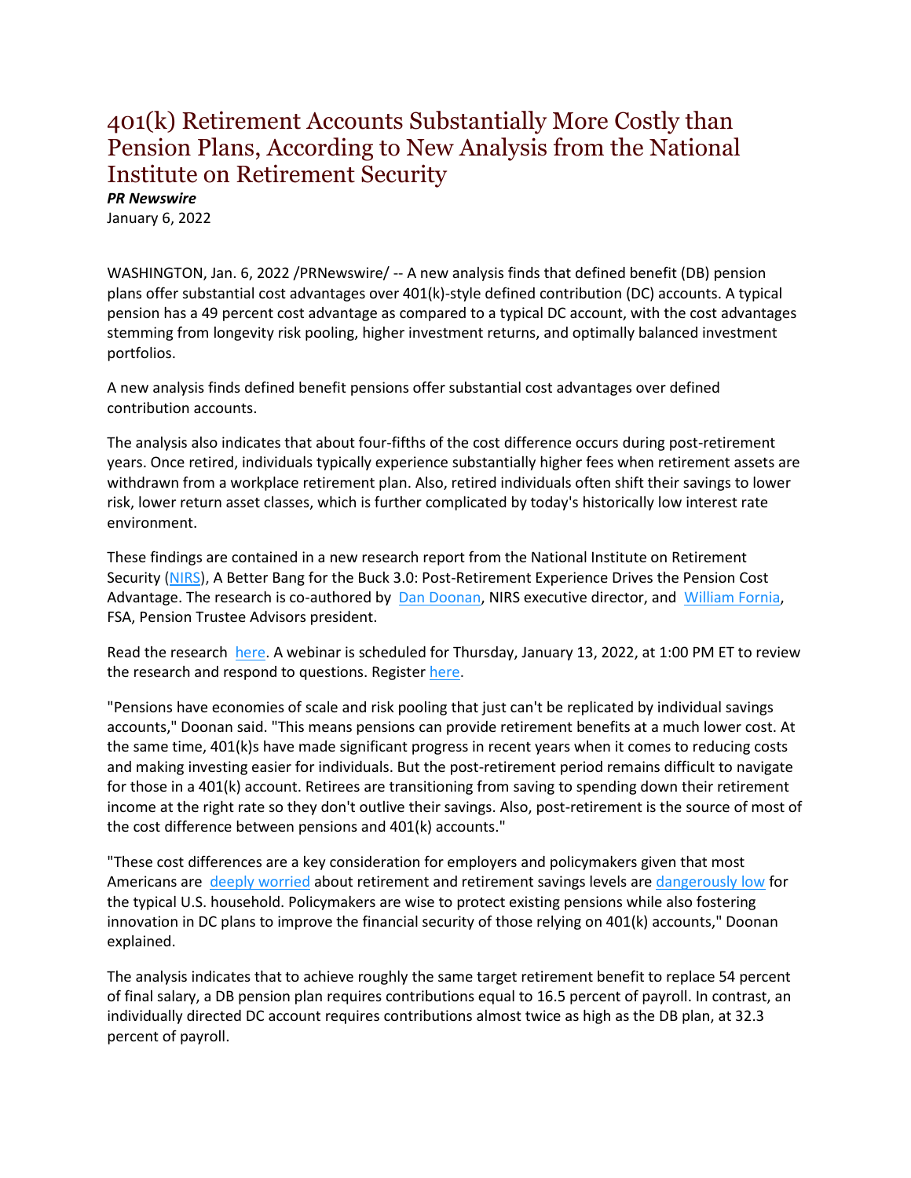# 401(k) Retirement Accounts Substantially More Costly than Pension Plans, According to New Analysis from the National Institute on Retirement Security

***PR Newswire***

January 6, 2022

WASHINGTON, Jan. 6, 2022 /PRNewswire/ -- A new analysis finds that defined benefit (DB) pension plans offer substantial cost advantages over 401(k)-style defined contribution (DC) accounts. A typical pension has a 49 percent cost advantage as compared to a typical DC account, with the cost advantages stemming from longevity risk pooling, higher investment returns, and optimally balanced investment portfolios.

A new analysis finds defined benefit pensions offer substantial cost advantages over defined contribution accounts.

The analysis also indicates that about four-fifths of the cost difference occurs during post-retirement years. Once retired, individuals typically experience substantially higher fees when retirement assets are withdrawn from a workplace retirement plan. Also, retired individuals often shift their savings to lower risk, lower return asset classes, which is further complicated by today's historically low interest rate environment.

These findings are contained in a new research report from the National Institute on Retirement Security (NIRS), A Better Bang for the Buck 3.0: Post-Retirement Experience Drives the Pension Cost Advantage. The research is co-authored by Dan Doonan, NIRS executive director, and William Fornia, FSA, Pension Trustee Advisors president.

Read the research here. A webinar is scheduled for Thursday, January 13, 2022, at 1:00 PM ET to review the research and respond to questions. Register here.

"Pensions have economies of scale and risk pooling that just can't be replicated by individual savings accounts," Doonan said. "This means pensions can provide retirement benefits at a much lower cost. At the same time, 401(k)s have made significant progress in recent years when it comes to reducing costs and making investing easier for individuals. But the post-retirement period remains difficult to navigate for those in a 401(k) account. Retirees are transitioning from saving to spending down their retirement income at the right rate so they don't outlive their savings. Also, post-retirement is the source of most of the cost difference between pensions and 401(k) accounts."

"These cost differences are a key consideration for employers and policymakers given that most Americans are deeply worried about retirement and retirement savings levels are dangerously low for the typical U.S. household. Policymakers are wise to protect existing pensions while also fostering innovation in DC plans to improve the financial security of those relying on 401(k) accounts," Doonan explained.

The analysis indicates that to achieve roughly the same target retirement benefit to replace 54 percent of final salary, a DB pension plan requires contributions equal to 16.5 percent of payroll. In contrast, an individually directed DC account requires contributions almost twice as high as the DB plan, at 32.3 percent of payroll.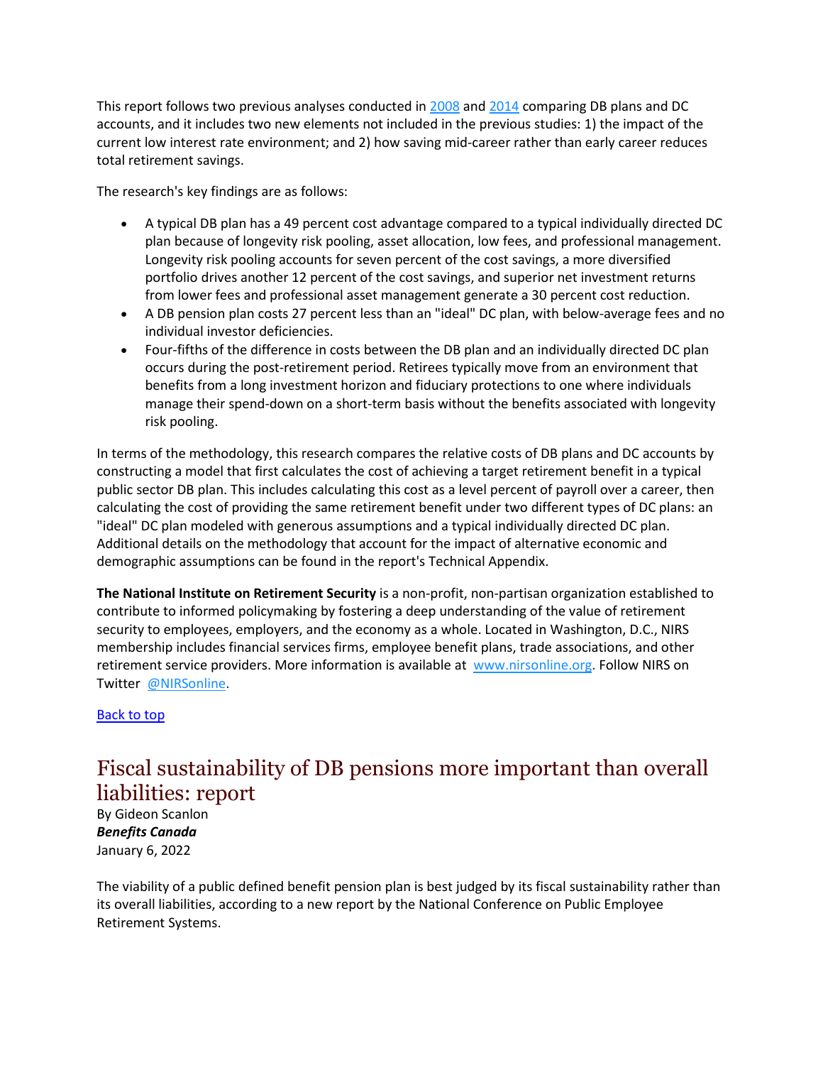This report follows two previous analyses conducted in [2008](#) and [2014](#) comparing DB plans and DC accounts, and it includes two new elements not included in the previous studies: 1) the impact of the current low interest rate environment; and 2) how saving mid-career rather than early career reduces total retirement savings.

The research's key findings are as follows:

- A typical DB plan has a 49 percent cost advantage compared to a typical individually directed DC plan because of longevity risk pooling, asset allocation, low fees, and professional management. Longevity risk pooling accounts for seven percent of the cost savings, a more diversified portfolio drives another 12 percent of the cost savings, and superior net investment returns from lower fees and professional asset management generate a 30 percent cost reduction.
- A DB pension plan costs 27 percent less than an "ideal" DC plan, with below-average fees and no individual investor deficiencies.
- Four-fifths of the difference in costs between the DB plan and an individually directed DC plan occurs during the post-retirement period. Retirees typically move from an environment that benefits from a long investment horizon and fiduciary protections to one where individuals manage their spend-down on a short-term basis without the benefits associated with longevity risk pooling.

In terms of the methodology, this research compares the relative costs of DB plans and DC accounts by constructing a model that first calculates the cost of achieving a target retirement benefit in a typical public sector DB plan. This includes calculating this cost as a level percent of payroll over a career, then calculating the cost of providing the same retirement benefit under two different types of DC plans: an "ideal" DC plan modeled with generous assumptions and a typical individually directed DC plan. Additional details on the methodology that account for the impact of alternative economic and demographic assumptions can be found in the report's Technical Appendix.

**The National Institute on Retirement Security** is a non-profit, non-partisan organization established to contribute to informed policymaking by fostering a deep understanding of the value of retirement security to employees, employers, and the economy as a whole. Located in Washington, D.C., NIRS membership includes financial services firms, employee benefit plans, trade associations, and other retirement service providers. More information is available at [www.nirsonline.org](http://www.nirsonline.org). Follow NIRS on Twitter [@NIRSonline](#).

[Back to top](#)

# Fiscal sustainability of DB pensions more important than overall liabilities: report

By Gideon Scanlon
***Benefits Canada***
January 6, 2022

The viability of a public defined benefit pension plan is best judged by its fiscal sustainability rather than its overall liabilities, according to a new report by the National Conference on Public Employee Retirement Systems.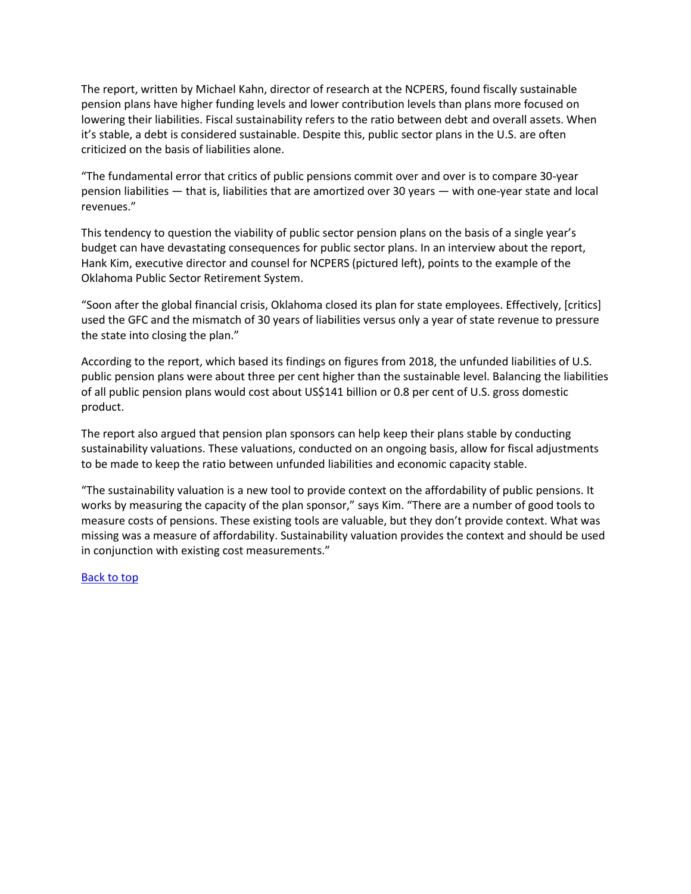The report, written by Michael Kahn, director of research at the NCPERS, found fiscally sustainable pension plans have higher funding levels and lower contribution levels than plans more focused on lowering their liabilities. Fiscal sustainability refers to the ratio between debt and overall assets. When it's stable, a debt is considered sustainable. Despite this, public sector plans in the U.S. are often criticized on the basis of liabilities alone.

"The fundamental error that critics of public pensions commit over and over is to compare 30-year pension liabilities — that is, liabilities that are amortized over 30 years — with one-year state and local revenues."

This tendency to question the viability of public sector pension plans on the basis of a single year's budget can have devastating consequences for public sector plans. In an interview about the report, Hank Kim, executive director and counsel for NCPERS (pictured left), points to the example of the Oklahoma Public Sector Retirement System.

"Soon after the global financial crisis, Oklahoma closed its plan for state employees. Effectively, [critics] used the GFC and the mismatch of 30 years of liabilities versus only a year of state revenue to pressure the state into closing the plan."

According to the report, which based its findings on figures from 2018, the unfunded liabilities of U.S. public pension plans were about three per cent higher than the sustainable level. Balancing the liabilities of all public pension plans would cost about US$141 billion or 0.8 per cent of U.S. gross domestic product.

The report also argued that pension plan sponsors can help keep their plans stable by conducting sustainability valuations. These valuations, conducted on an ongoing basis, allow for fiscal adjustments to be made to keep the ratio between unfunded liabilities and economic capacity stable.

"The sustainability valuation is a new tool to provide context on the affordability of public pensions. It works by measuring the capacity of the plan sponsor," says Kim. "There are a number of good tools to measure costs of pensions. These existing tools are valuable, but they don't provide context. What was missing was a measure of affordability. Sustainability valuation provides the context and should be used in conjunction with existing cost measurements."

Back to top